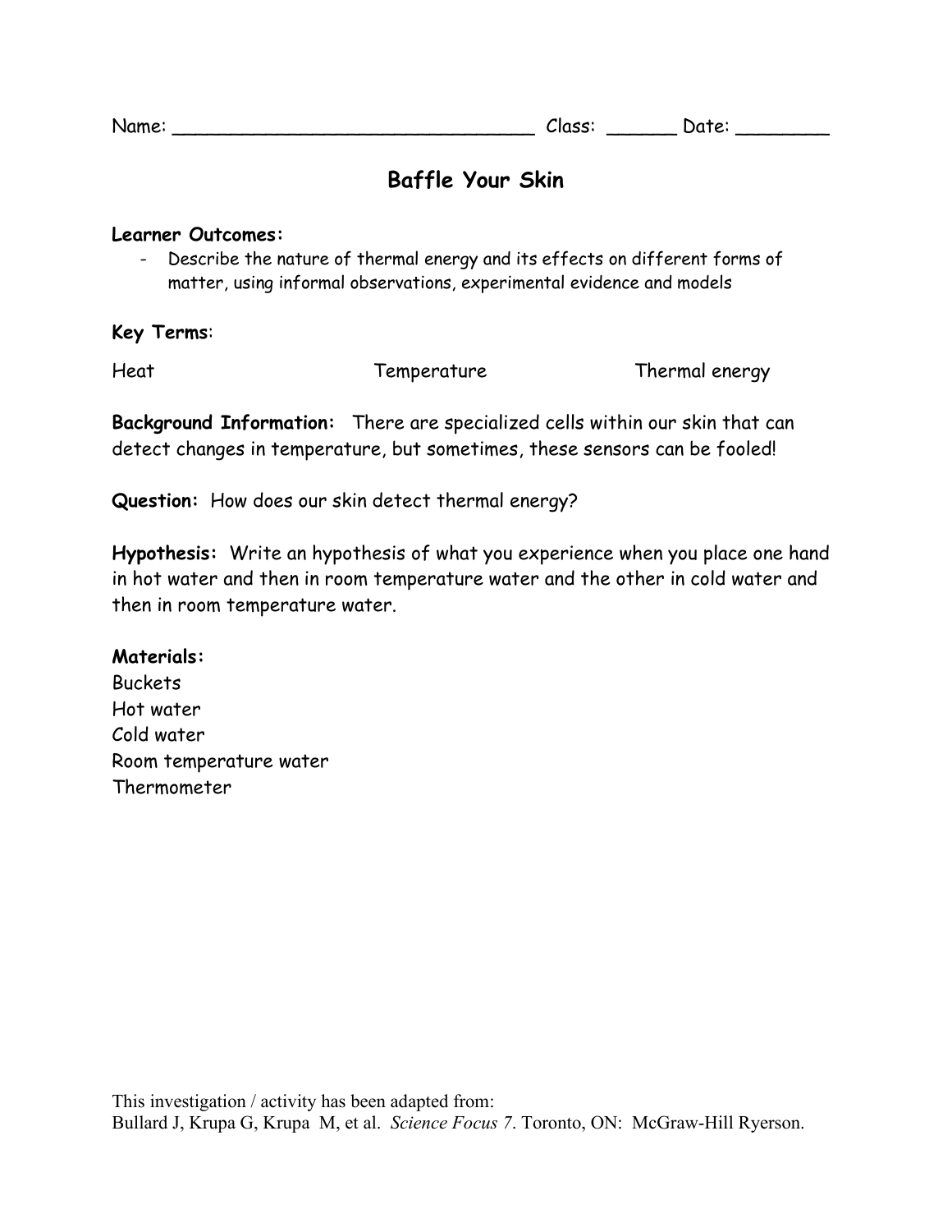Name: ________________________________ Class: ______ Date: ________

# Baffle Your Skin

**Learner Outcomes:**

- Describe the nature of thermal energy and its effects on different forms of matter, using informal observations, experimental evidence and models

**Key Terms**:

Heat                Temperature                Thermal energy

**Background Information:** There are specialized cells within our skin that can detect changes in temperature, but sometimes, these sensors can be fooled!

**Question:** How does our skin detect thermal energy?

**Hypothesis:** Write an hypothesis of what you experience when you place one hand in hot water and then in room temperature water and the other in cold water and then in room temperature water.

**Materials:**

Buckets
Hot water
Cold water
Room temperature water
Thermometer

This investigation / activity has been adapted from:
Bullard J, Krupa G, Krupa M, et al. *Science Focus 7*. Toronto, ON: McGraw-Hill Ryerson.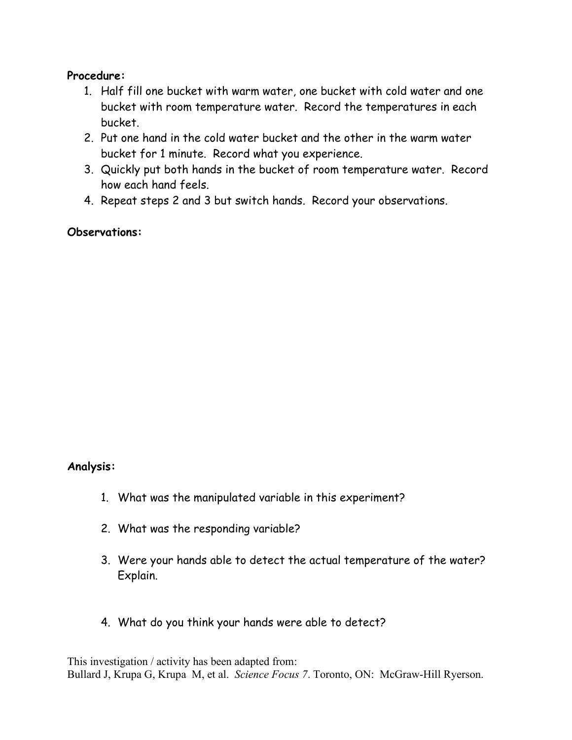**Procedure:**

1. Half fill one bucket with warm water, one bucket with cold water and one bucket with room temperature water. Record the temperatures in each bucket.
2. Put one hand in the cold water bucket and the other in the warm water bucket for 1 minute. Record what you experience.
3. Quickly put both hands in the bucket of room temperature water. Record how each hand feels.
4. Repeat steps 2 and 3 but switch hands. Record your observations.

**Observations:**

**Analysis:**

1. What was the manipulated variable in this experiment?
2. What was the responding variable?
3. Were your hands able to detect the actual temperature of the water? Explain.
4. What do you think your hands were able to detect?

This investigation / activity has been adapted from:
Bullard J, Krupa G, Krupa M, et al. *Science Focus 7*. Toronto, ON: McGraw-Hill Ryerson.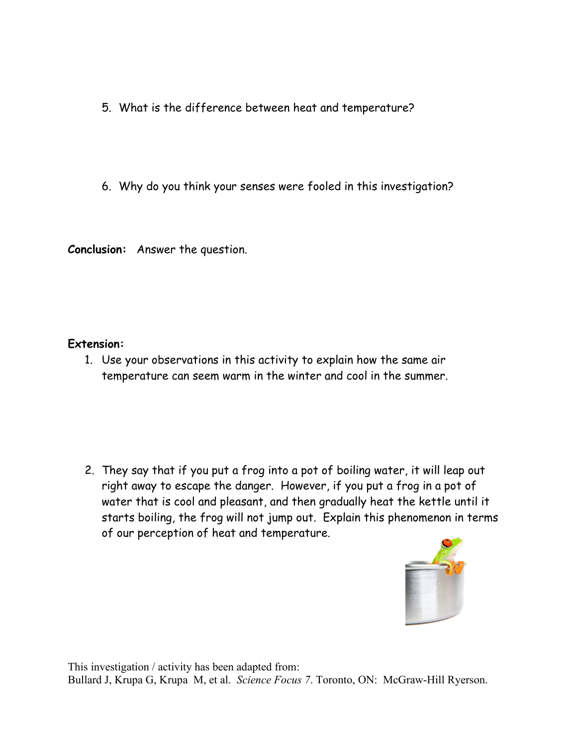5. What is the difference between heat and temperature?

6. Why do you think your senses were fooled in this investigation?

**Conclusion:** Answer the question.

**Extension:**

1. Use your observations in this activity to explain how the same air temperature can seem warm in the winter and cool in the summer.

2. They say that if you put a frog into a pot of boiling water, it will leap out right away to escape the danger. However, if you put a frog in a pot of water that is cool and pleasant, and then gradually heat the kettle until it starts boiling, the frog will not jump out. Explain this phenomenon in terms of our perception of heat and temperature.

This investigation / activity has been adapted from:
Bullard J, Krupa G, Krupa M, et al. *Science Focus 7*. Toronto, ON: McGraw-Hill Ryerson.